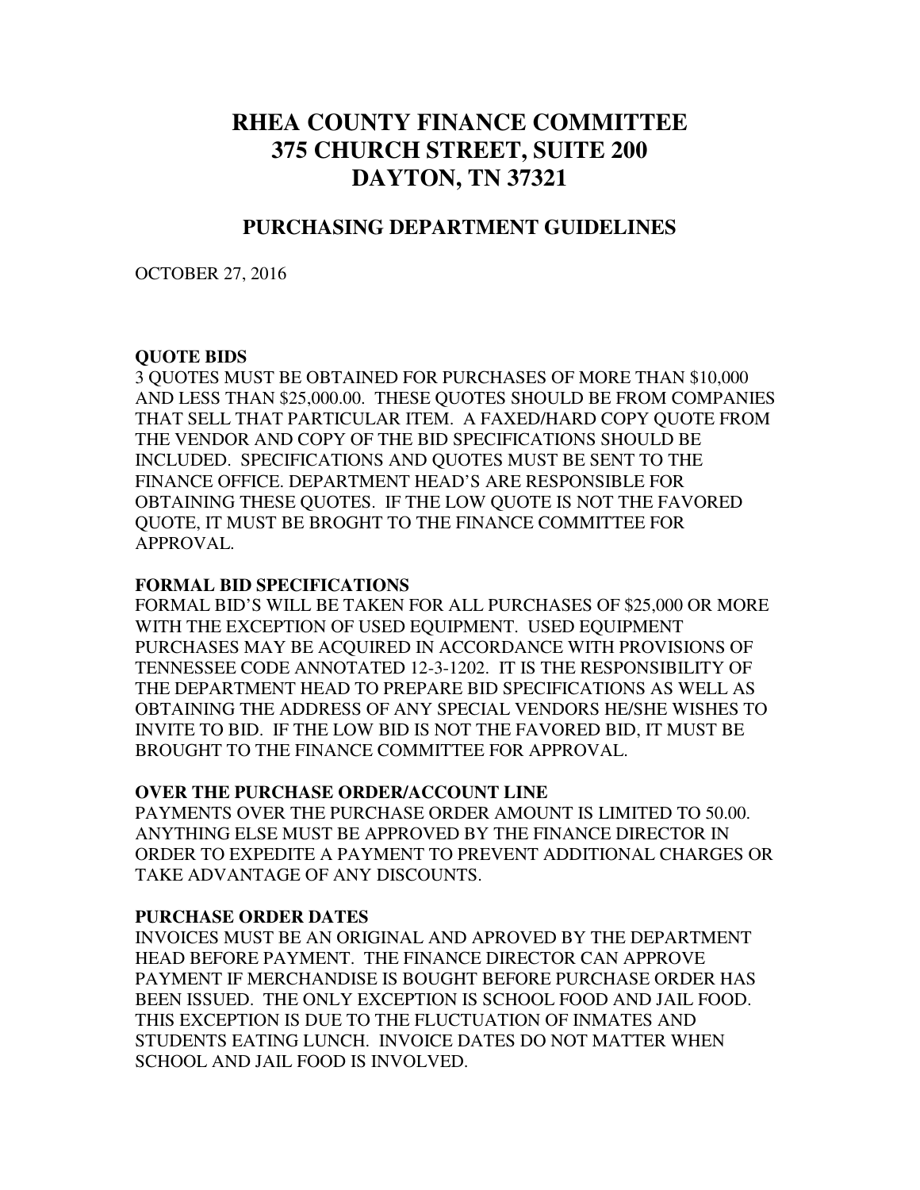# RHEA COUNTY FINANCE COMMITTEE
# 375 CHURCH STREET, SUITE 200
# DAYTON, TN 37321

## PURCHASING DEPARTMENT GUIDELINES

OCTOBER 27, 2016

**QUOTE BIDS**

3 QUOTES MUST BE OBTAINED FOR PURCHASES OF MORE THAN $10,000 AND LESS THAN $25,000.00. THESE QUOTES SHOULD BE FROM COMPANIES THAT SELL THAT PARTICULAR ITEM. A FAXED/HARD COPY QUOTE FROM THE VENDOR AND COPY OF THE BID SPECIFICATIONS SHOULD BE INCLUDED. SPECIFICATIONS AND QUOTES MUST BE SENT TO THE FINANCE OFFICE. DEPARTMENT HEAD'S ARE RESPONSIBLE FOR OBTAINING THESE QUOTES. IF THE LOW QUOTE IS NOT THE FAVORED QUOTE, IT MUST BE BROGHT TO THE FINANCE COMMITTEE FOR APPROVAL.

**FORMAL BID SPECIFICATIONS**

FORMAL BID'S WILL BE TAKEN FOR ALL PURCHASES OF $25,000 OR MORE WITH THE EXCEPTION OF USED EQUIPMENT. USED EQUIPMENT PURCHASES MAY BE ACQUIRED IN ACCORDANCE WITH PROVISIONS OF TENNESSEE CODE ANNOTATED 12-3-1202. IT IS THE RESPONSIBILITY OF THE DEPARTMENT HEAD TO PREPARE BID SPECIFICATIONS AS WELL AS OBTAINING THE ADDRESS OF ANY SPECIAL VENDORS HE/SHE WISHES TO INVITE TO BID. IF THE LOW BID IS NOT THE FAVORED BID, IT MUST BE BROUGHT TO THE FINANCE COMMITTEE FOR APPROVAL.

**OVER THE PURCHASE ORDER/ACCOUNT LINE**

PAYMENTS OVER THE PURCHASE ORDER AMOUNT IS LIMITED TO 50.00. ANYTHING ELSE MUST BE APPROVED BY THE FINANCE DIRECTOR IN ORDER TO EXPEDITE A PAYMENT TO PREVENT ADDITIONAL CHARGES OR TAKE ADVANTAGE OF ANY DISCOUNTS.

**PURCHASE ORDER DATES**

INVOICES MUST BE AN ORIGINAL AND APROVED BY THE DEPARTMENT HEAD BEFORE PAYMENT. THE FINANCE DIRECTOR CAN APPROVE PAYMENT IF MERCHANDISE IS BOUGHT BEFORE PURCHASE ORDER HAS BEEN ISSUED. THE ONLY EXCEPTION IS SCHOOL FOOD AND JAIL FOOD. THIS EXCEPTION IS DUE TO THE FLUCTUATION OF INMATES AND STUDENTS EATING LUNCH. INVOICE DATES DO NOT MATTER WHEN SCHOOL AND JAIL FOOD IS INVOLVED.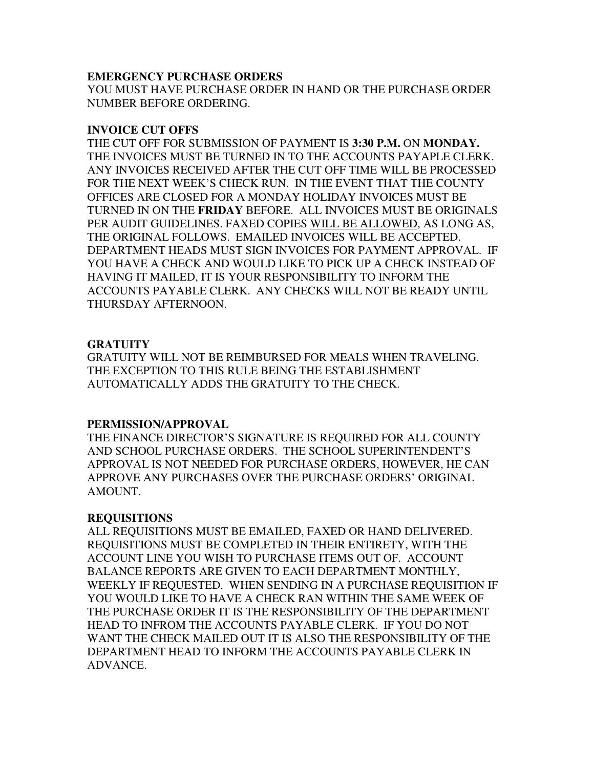**EMERGENCY PURCHASE ORDERS**
YOU MUST HAVE PURCHASE ORDER IN HAND OR THE PURCHASE ORDER NUMBER BEFORE ORDERING.

**INVOICE CUT OFFS**
THE CUT OFF FOR SUBMISSION OF PAYMENT IS **3:30 P.M.** ON **MONDAY.** THE INVOICES MUST BE TURNED IN TO THE ACCOUNTS PAYAPLE CLERK. ANY INVOICES RECEIVED AFTER THE CUT OFF TIME WILL BE PROCESSED FOR THE NEXT WEEK'S CHECK RUN. IN THE EVENT THAT THE COUNTY OFFICES ARE CLOSED FOR A MONDAY HOLIDAY INVOICES MUST BE TURNED IN ON THE **FRIDAY** BEFORE. ALL INVOICES MUST BE ORIGINALS PER AUDIT GUIDELINES. FAXED COPIES <u>WILL BE ALLOWED</u>, AS LONG AS, THE ORIGINAL FOLLOWS. EMAILED INVOICES WILL BE ACCEPTED. DEPARTMENT HEADS MUST SIGN INVOICES FOR PAYMENT APPROVAL. IF YOU HAVE A CHECK AND WOULD LIKE TO PICK UP A CHECK INSTEAD OF HAVING IT MAILED, IT IS YOUR RESPONSIBILITY TO INFORM THE ACCOUNTS PAYABLE CLERK. ANY CHECKS WILL NOT BE READY UNTIL THURSDAY AFTERNOON.

**GRATUITY**
GRATUITY WILL NOT BE REIMBURSED FOR MEALS WHEN TRAVELING. THE EXCEPTION TO THIS RULE BEING THE ESTABLISHMENT AUTOMATICALLY ADDS THE GRATUITY TO THE CHECK.

**PERMISSION/APPROVAL**
THE FINANCE DIRECTOR'S SIGNATURE IS REQUIRED FOR ALL COUNTY AND SCHOOL PURCHASE ORDERS. THE SCHOOL SUPERINTENDENT'S APPROVAL IS NOT NEEDED FOR PURCHASE ORDERS, HOWEVER, HE CAN APPROVE ANY PURCHASES OVER THE PURCHASE ORDERS' ORIGINAL AMOUNT.

**REQUISITIONS**
ALL REQUISITIONS MUST BE EMAILED, FAXED OR HAND DELIVERED. REQUISITIONS MUST BE COMPLETED IN THEIR ENTIRETY, WITH THE ACCOUNT LINE YOU WISH TO PURCHASE ITEMS OUT OF. ACCOUNT BALANCE REPORTS ARE GIVEN TO EACH DEPARTMENT MONTHLY, WEEKLY IF REQUESTED. WHEN SENDING IN A PURCHASE REQUISITION IF YOU WOULD LIKE TO HAVE A CHECK RAN WITHIN THE SAME WEEK OF THE PURCHASE ORDER IT IS THE RESPONSIBILITY OF THE DEPARTMENT HEAD TO INFROM THE ACCOUNTS PAYABLE CLERK. IF YOU DO NOT WANT THE CHECK MAILED OUT IT IS ALSO THE RESPONSIBILITY OF THE DEPARTMENT HEAD TO INFORM THE ACCOUNTS PAYABLE CLERK IN ADVANCE.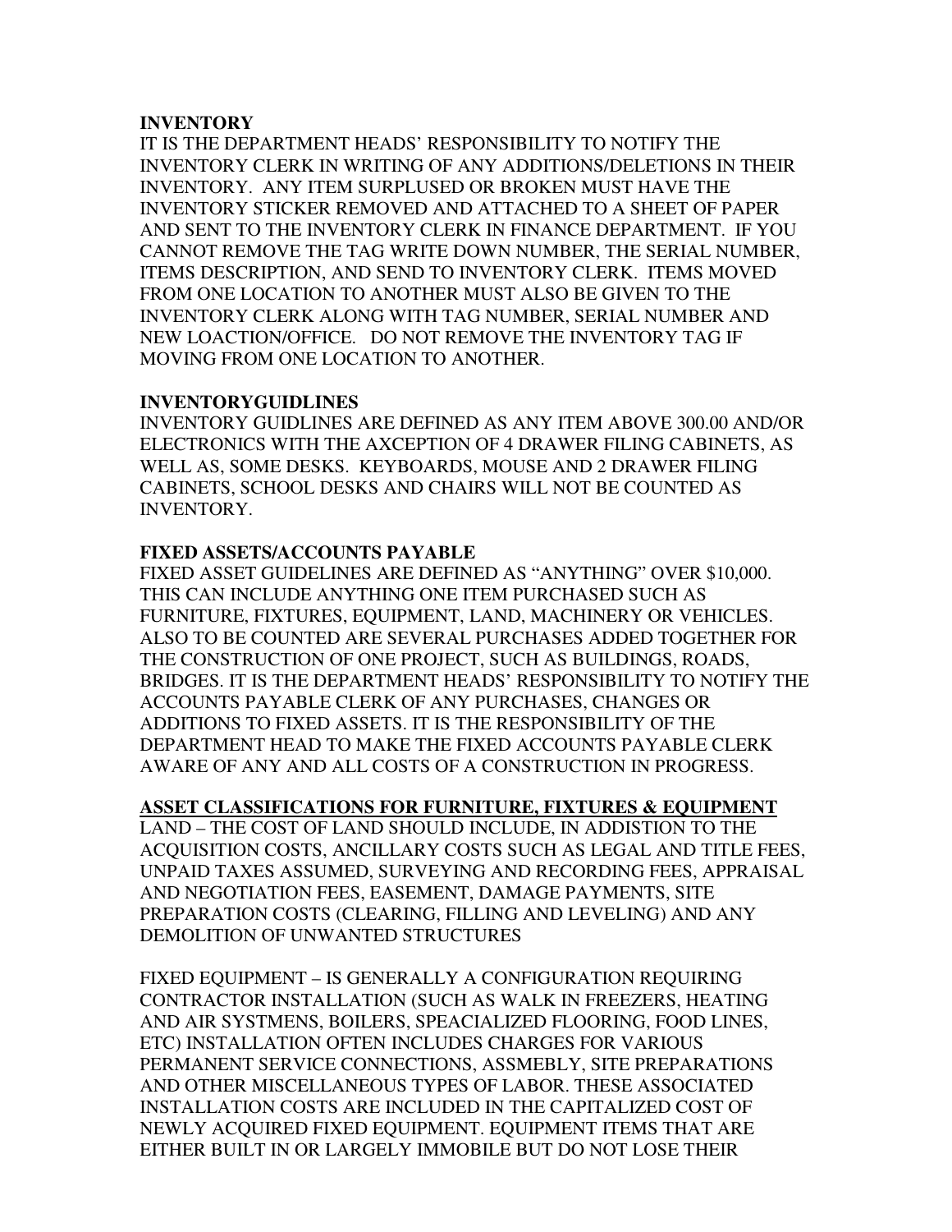**INVENTORY**
IT IS THE DEPARTMENT HEADS' RESPONSIBILITY TO NOTIFY THE INVENTORY CLERK IN WRITING OF ANY ADDITIONS/DELETIONS IN THEIR INVENTORY. ANY ITEM SURPLUSED OR BROKEN MUST HAVE THE INVENTORY STICKER REMOVED AND ATTACHED TO A SHEET OF PAPER AND SENT TO THE INVENTORY CLERK IN FINANCE DEPARTMENT. IF YOU CANNOT REMOVE THE TAG WRITE DOWN NUMBER, THE SERIAL NUMBER, ITEMS DESCRIPTION, AND SEND TO INVENTORY CLERK. ITEMS MOVED FROM ONE LOCATION TO ANOTHER MUST ALSO BE GIVEN TO THE INVENTORY CLERK ALONG WITH TAG NUMBER, SERIAL NUMBER AND NEW LOACTION/OFFICE. DO NOT REMOVE THE INVENTORY TAG IF MOVING FROM ONE LOCATION TO ANOTHER.

**INVENTORYGUIDLINES**
INVENTORY GUIDLINES ARE DEFINED AS ANY ITEM ABOVE 300.00 AND/OR ELECTRONICS WITH THE AXCEPTION OF 4 DRAWER FILING CABINETS, AS WELL AS, SOME DESKS. KEYBOARDS, MOUSE AND 2 DRAWER FILING CABINETS, SCHOOL DESKS AND CHAIRS WILL NOT BE COUNTED AS INVENTORY.

**FIXED ASSETS/ACCOUNTS PAYABLE**
FIXED ASSET GUIDELINES ARE DEFINED AS "ANYTHING" OVER $10,000. THIS CAN INCLUDE ANYTHING ONE ITEM PURCHASED SUCH AS FURNITURE, FIXTURES, EQUIPMENT, LAND, MACHINERY OR VEHICLES. ALSO TO BE COUNTED ARE SEVERAL PURCHASES ADDED TOGETHER FOR THE CONSTRUCTION OF ONE PROJECT, SUCH AS BUILDINGS, ROADS, BRIDGES. IT IS THE DEPARTMENT HEADS' RESPONSIBILITY TO NOTIFY THE ACCOUNTS PAYABLE CLERK OF ANY PURCHASES, CHANGES OR ADDITIONS TO FIXED ASSETS. IT IS THE RESPONSIBILITY OF THE DEPARTMENT HEAD TO MAKE THE FIXED ACCOUNTS PAYABLE CLERK AWARE OF ANY AND ALL COSTS OF A CONSTRUCTION IN PROGRESS.

**ASSET CLASSIFICATIONS FOR FURNITURE, FIXTURES & EQUIPMENT**
LAND – THE COST OF LAND SHOULD INCLUDE, IN ADDISTION TO THE ACQUISITION COSTS, ANCILLARY COSTS SUCH AS LEGAL AND TITLE FEES, UNPAID TAXES ASSUMED, SURVEYING AND RECORDING FEES, APPRAISAL AND NEGOTIATION FEES, EASEMENT, DAMAGE PAYMENTS, SITE PREPARATION COSTS (CLEARING, FILLING AND LEVELING) AND ANY DEMOLITION OF UNWANTED STRUCTURES

FIXED EQUIPMENT – IS GENERALLY A CONFIGURATION REQUIRING CONTRACTOR INSTALLATION (SUCH AS WALK IN FREEZERS, HEATING AND AIR SYSTMENS, BOILERS, SPEACIALIZED FLOORING, FOOD LINES, ETC) INSTALLATION OFTEN INCLUDES CHARGES FOR VARIOUS PERMANENT SERVICE CONNECTIONS, ASSMEBLY, SITE PREPARATIONS AND OTHER MISCELLANEOUS TYPES OF LABOR. THESE ASSOCIATED INSTALLATION COSTS ARE INCLUDED IN THE CAPITALIZED COST OF NEWLY ACQUIRED FIXED EQUIPMENT. EQUIPMENT ITEMS THAT ARE EITHER BUILT IN OR LARGELY IMMOBILE BUT DO NOT LOSE THEIR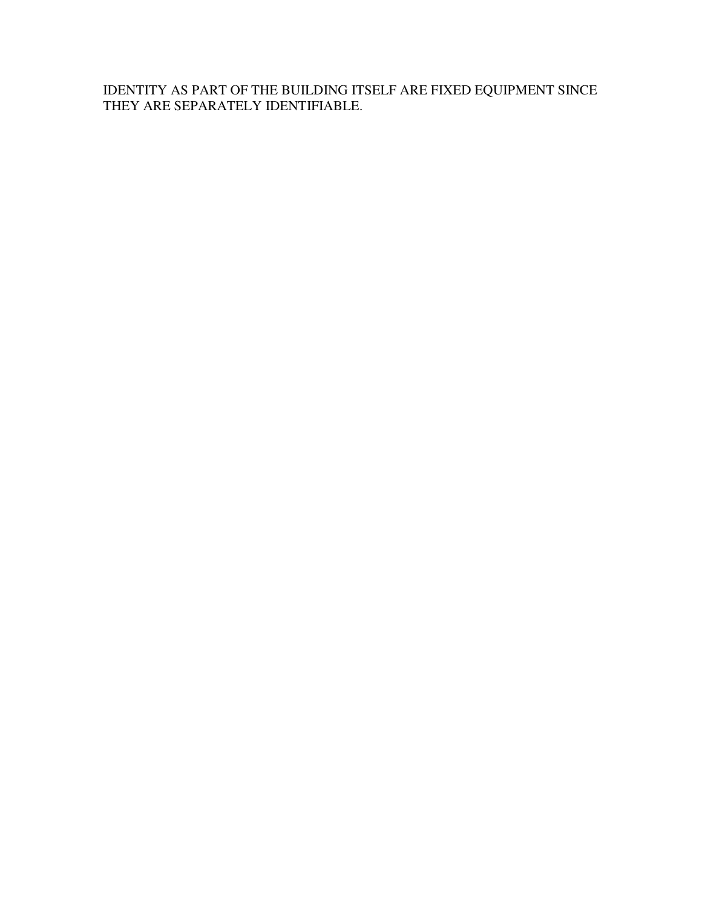IDENTITY AS PART OF THE BUILDING ITSELF ARE FIXED EQUIPMENT SINCE THEY ARE SEPARATELY IDENTIFIABLE.